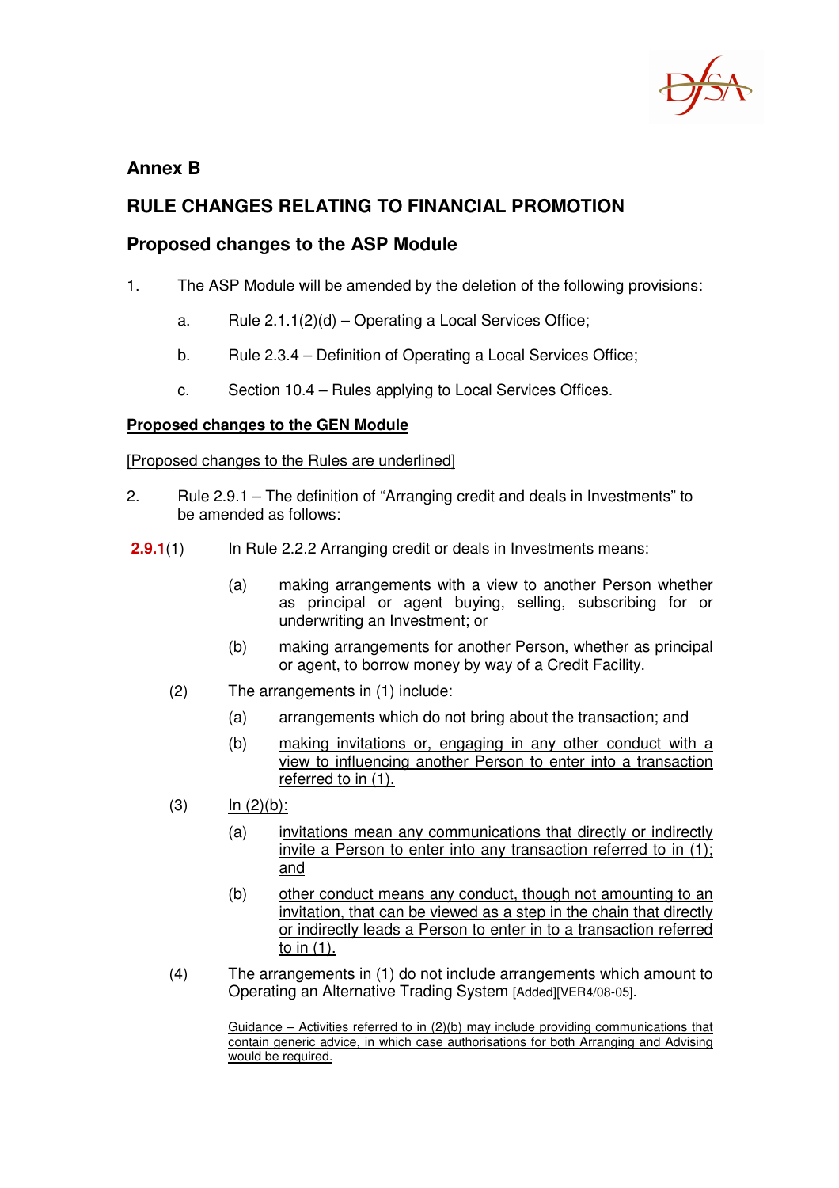## Annex B

## RULE CHANGES RELATING TO FINANCIAL PROMOTION

## Proposed changes to the ASP Module

1. The ASP Module will be amended by the deletion of the following provisions:

   a. Rule 2.1.1(2)(d) – Operating a Local Services Office;

   b. Rule 2.3.4 – Definition of Operating a Local Services Office;

   c. Section 10.4 – Rules applying to Local Services Offices.

**Proposed changes to the GEN Module**

[Proposed changes to the Rules are underlined]

2. Rule 2.9.1 – The definition of "Arranging credit and deals in Investments" to be amended as follows:

**2.9.1**(1) In Rule 2.2.2 Arranging credit or deals in Investments means:

(a) making arrangements with a view to another Person whether as principal or agent buying, selling, subscribing for or underwriting an Investment; or

(b) making arrangements for another Person, whether as principal or agent, to borrow money by way of a Credit Facility.

(2) The arrangements in (1) include:

(a) arrangements which do not bring about the transaction; and

(b) making invitations or, engaging in any other conduct with a view to influencing another Person to enter into a transaction referred to in (1).

(3) In (2)(b):

(a) invitations mean any communications that directly or indirectly invite a Person to enter into any transaction referred to in (1); and

(b) other conduct means any conduct, though not amounting to an invitation, that can be viewed as a step in the chain that directly or indirectly leads a Person to enter in to a transaction referred to in (1).

(4) The arrangements in (1) do not include arrangements which amount to Operating an Alternative Trading System [Added][VER4/08-05].

Guidance – Activities referred to in (2)(b) may include providing communications that contain generic advice, in which case authorisations for both Arranging and Advising would be required.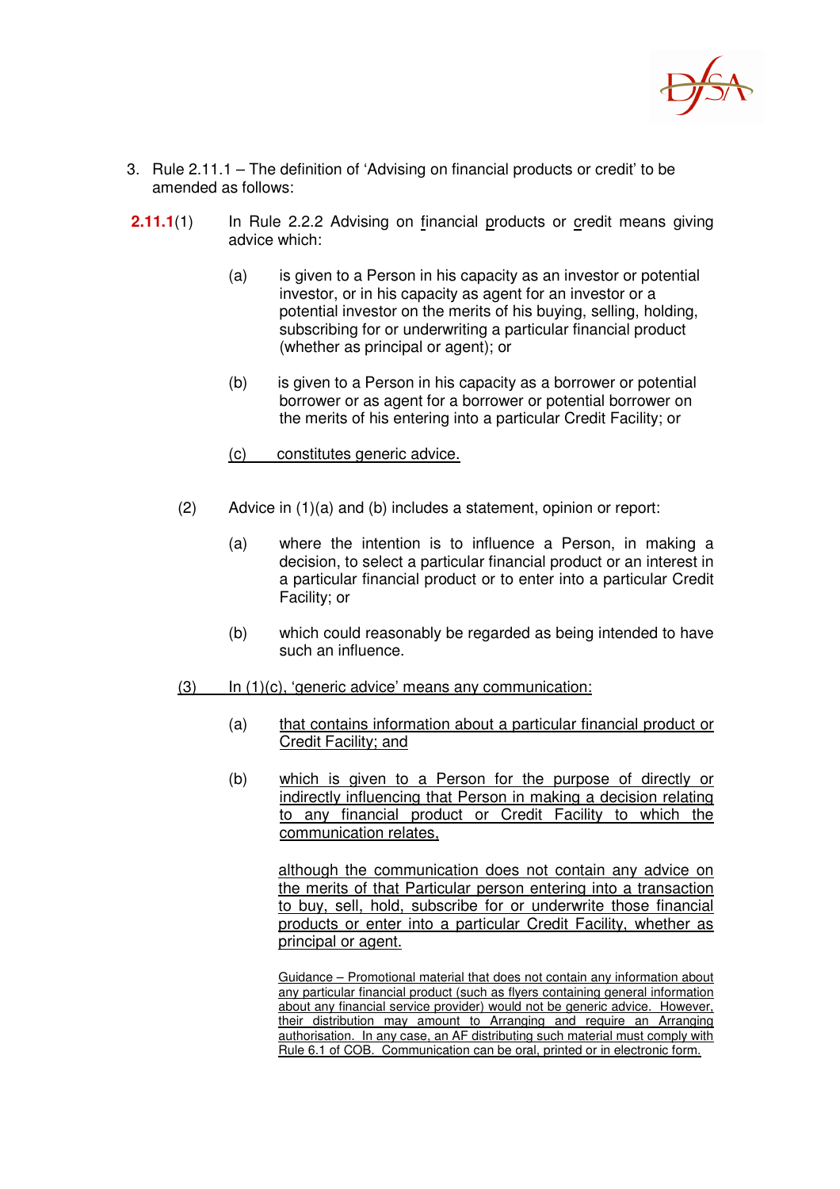3. Rule 2.11.1 – The definition of 'Advising on financial products or credit' to be amended as follows:

**2.11.1**(1) In Rule 2.2.2 Advising on financial products or credit means giving advice which:

(a) is given to a Person in his capacity as an investor or potential investor, or in his capacity as agent for an investor or a potential investor on the merits of his buying, selling, holding, subscribing for or underwriting a particular financial product (whether as principal or agent); or

(b) is given to a Person in his capacity as a borrower or potential borrower or as agent for a borrower or potential borrower on the merits of his entering into a particular Credit Facility; or

(c) constitutes generic advice.

(2) Advice in (1)(a) and (b) includes a statement, opinion or report:

(a) where the intention is to influence a Person, in making a decision, to select a particular financial product or an interest in a particular financial product or to enter into a particular Credit Facility; or

(b) which could reasonably be regarded as being intended to have such an influence.

(3) In (1)(c), 'generic advice' means any communication:

(a) that contains information about a particular financial product or Credit Facility; and

(b) which is given to a Person for the purpose of directly or indirectly influencing that Person in making a decision relating to any financial product or Credit Facility to which the communication relates,

although the communication does not contain any advice on the merits of that Particular person entering into a transaction to buy, sell, hold, subscribe for or underwrite those financial products or enter into a particular Credit Facility, whether as principal or agent.

Guidance – Promotional material that does not contain any information about any particular financial product (such as flyers containing general information about any financial service provider) would not be generic advice. However, their distribution may amount to Arranging and require an Arranging authorisation. In any case, an AF distributing such material must comply with Rule 6.1 of COB. Communication can be oral, printed or in electronic form.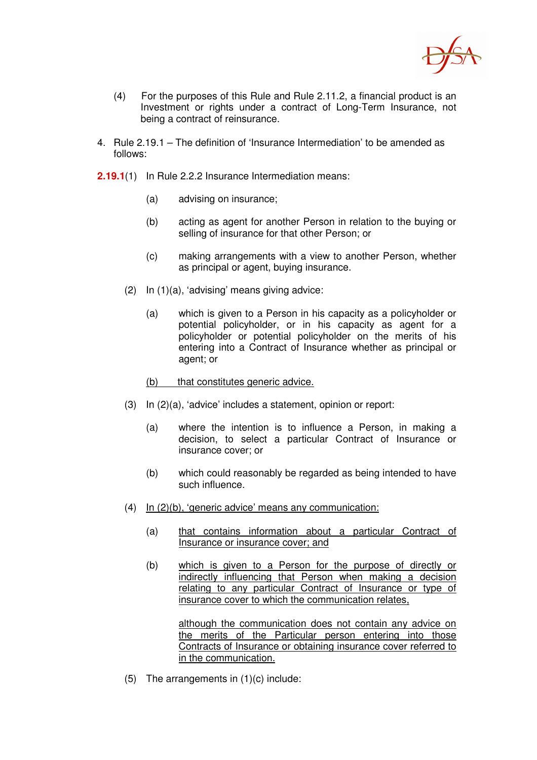(4) For the purposes of this Rule and Rule 2.11.2, a financial product is an Investment or rights under a contract of Long-Term Insurance, not being a contract of reinsurance.

4. Rule 2.19.1 – The definition of 'Insurance Intermediation' to be amended as follows:

**2.19.1**(1) In Rule 2.2.2 Insurance Intermediation means:

(a) advising on insurance;

(b) acting as agent for another Person in relation to the buying or selling of insurance for that other Person; or

(c) making arrangements with a view to another Person, whether as principal or agent, buying insurance.

(2) In (1)(a), 'advising' means giving advice:

(a) which is given to a Person in his capacity as a policyholder or potential policyholder, or in his capacity as agent for a policyholder or potential policyholder on the merits of his entering into a Contract of Insurance whether as principal or agent; or

<u>(b) that constitutes generic advice.</u>

(3) In (2)(a), 'advice' includes a statement, opinion or report:

(a) where the intention is to influence a Person, in making a decision, to select a particular Contract of Insurance or insurance cover; or

(b) which could reasonably be regarded as being intended to have such influence.

(4) <u>In (2)(b), 'generic advice' means any communication:</u>

(a) <u>that contains information about a particular Contract of Insurance or insurance cover; and</u>

(b) <u>which is given to a Person for the purpose of directly or indirectly influencing that Person when making a decision relating to any particular Contract of Insurance or type of insurance cover to which the communication relates,</u>

<u>although the communication does not contain any advice on the merits of the Particular person entering into those Contracts of Insurance or obtaining insurance cover referred to in the communication.</u>

(5) The arrangements in (1)(c) include: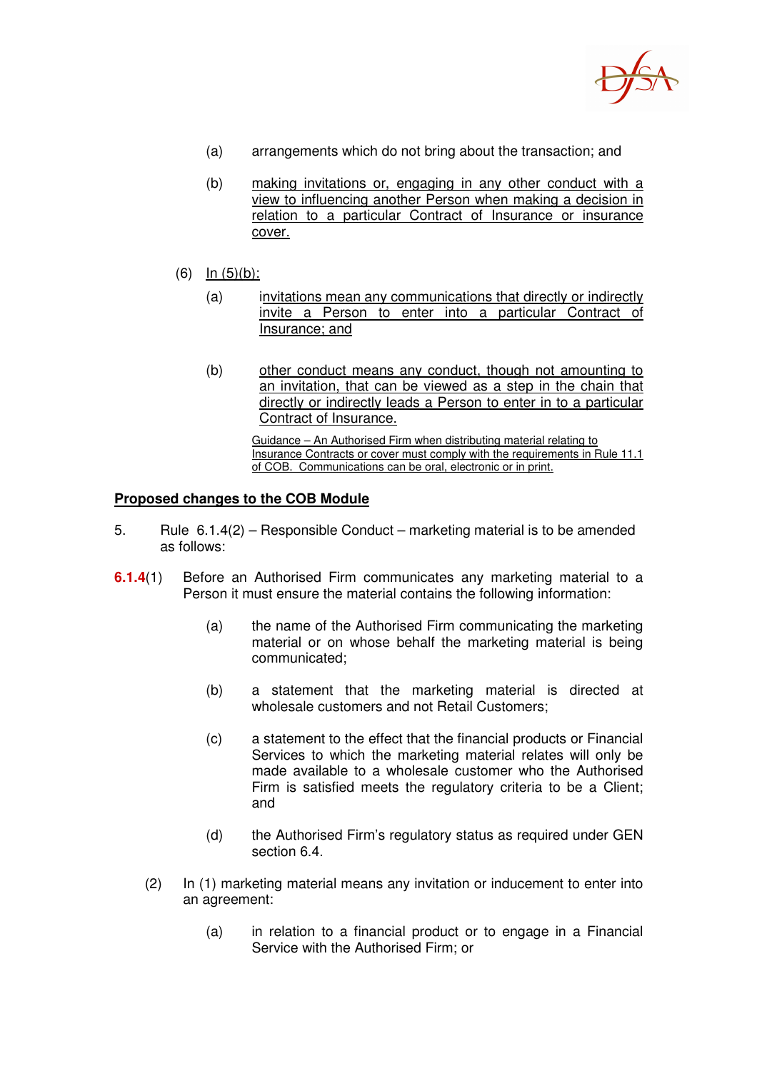(a) arrangements which do not bring about the transaction; and

(b) <u>making invitations or, engaging in any other conduct with a view to influencing another Person when making a decision in relation to a particular Contract of Insurance or insurance cover.</u>

(6) <u>In (5)(b):</u>

(a) <u>invitations mean any communications that directly or indirectly invite a Person to enter into a particular Contract of Insurance; and</u>

(b) <u>other conduct means any conduct, though not amounting to an invitation, that can be viewed as a step in the chain that directly or indirectly leads a Person to enter in to a particular Contract of Insurance.</u>

<u>Guidance – An Authorised Firm when distributing material relating to Insurance Contracts or cover must comply with the requirements in Rule 11.1 of COB. Communications can be oral, electronic or in print.</u>

**<u>Proposed changes to the COB Module</u>**

5. Rule 6.1.4(2) – Responsible Conduct – marketing material is to be amended as follows:

**6.1.4**(1) Before an Authorised Firm communicates any marketing material to a Person it must ensure the material contains the following information:

(a) the name of the Authorised Firm communicating the marketing material or on whose behalf the marketing material is being communicated;

(b) a statement that the marketing material is directed at wholesale customers and not Retail Customers;

(c) a statement to the effect that the financial products or Financial Services to which the marketing material relates will only be made available to a wholesale customer who the Authorised Firm is satisfied meets the regulatory criteria to be a Client; and

(d) the Authorised Firm's regulatory status as required under GEN section 6.4.

(2) In (1) marketing material means any invitation or inducement to enter into an agreement:

(a) in relation to a financial product or to engage in a Financial Service with the Authorised Firm; or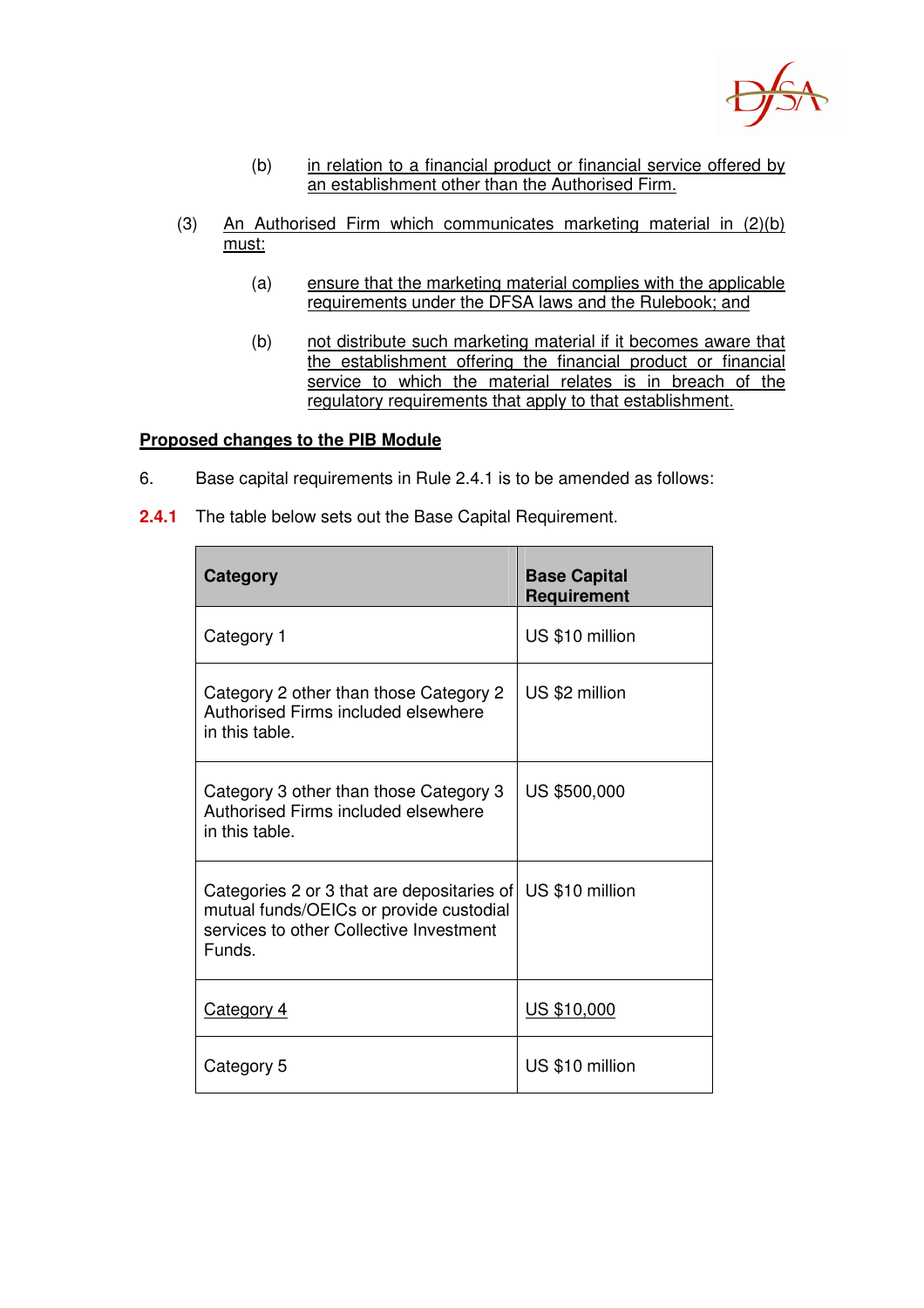(b) <u>in relation to a financial product or financial service offered by an establishment other than the Authorised Firm.</u>

(3) <u>An Authorised Firm which communicates marketing material in (2)(b) must:</u>

(a) <u>ensure that the marketing material complies with the applicable requirements under the DFSA laws and the Rulebook; and</u>

(b) <u>not distribute such marketing material if it becomes aware that the establishment offering the financial product or financial service to which the material relates is in breach of the regulatory requirements that apply to that establishment.</u>

**<u>Proposed changes to the PIB Module</u>**

6. Base capital requirements in Rule 2.4.1 is to be amended as follows:

**2.4.1** The table below sets out the Base Capital Requirement.

| Category | Base Capital Requirement |
|---|---|
| Category 1 | US $10 million |
| Category 2 other than those Category 2 Authorised Firms included elsewhere in this table. | US $2 million |
| Category 3 other than those Category 3 Authorised Firms included elsewhere in this table. | US $500,000 |
| Categories 2 or 3 that are depositaries of mutual funds/OEICs or provide custodial services to other Collective Investment Funds. | US $10 million |
| <u>Category 4</u> | <u>US $10,000</u> |
| Category 5 | US $10 million |